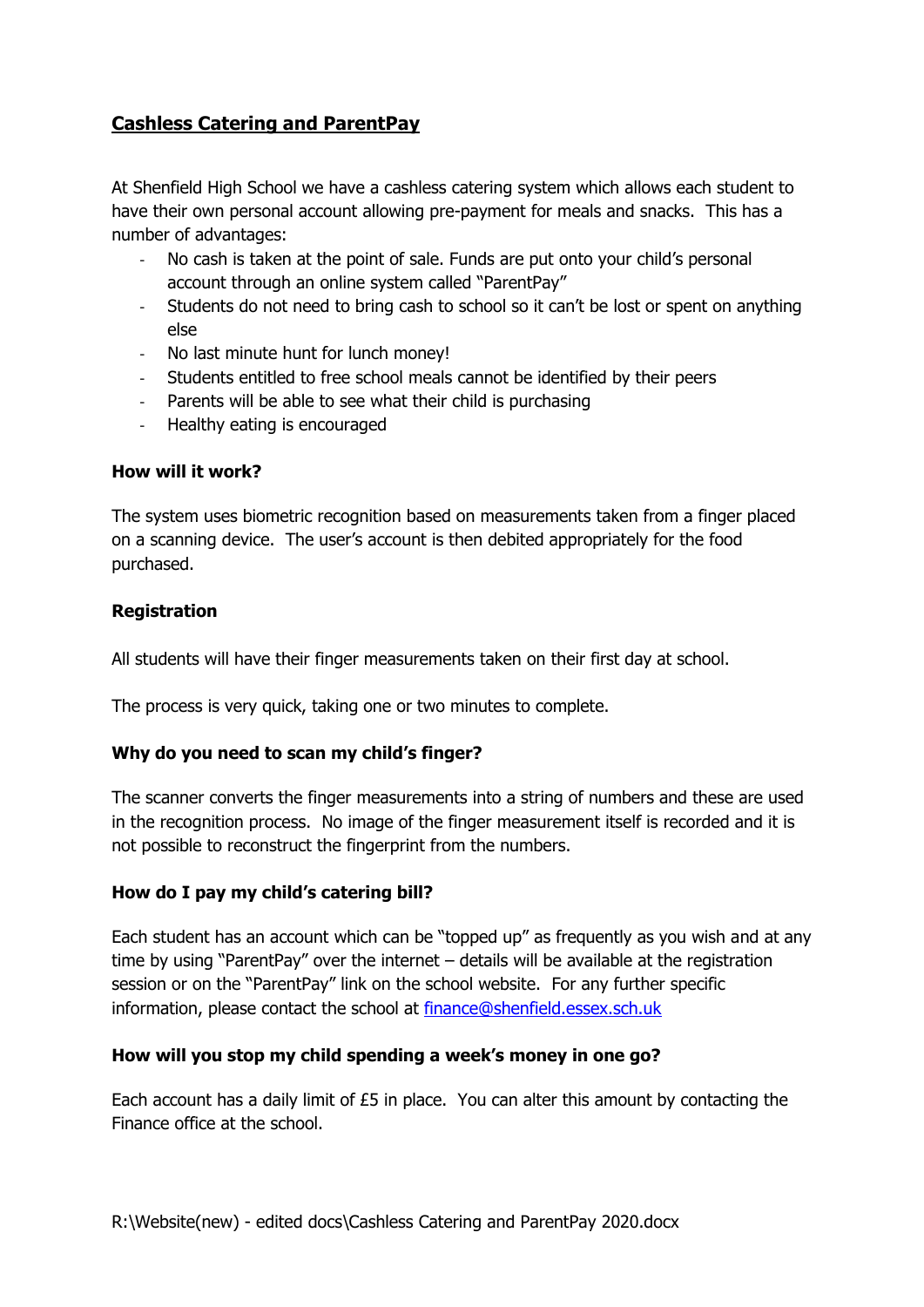# Cashless Catering and ParentPay

At Shenfield High School we have a cashless catering system which allows each student to have their own personal account allowing pre-payment for meals and snacks. This has a number of advantages:

- No cash is taken at the point of sale. Funds are put onto your child's personal account through an online system called "ParentPay"
- Students do not need to bring cash to school so it can't be lost or spent on anything else
- No last minute hunt for lunch money!
- Students entitled to free school meals cannot be identified by their peers
- Parents will be able to see what their child is purchasing
- Healthy eating is encouraged

**How will it work?**

The system uses biometric recognition based on measurements taken from a finger placed on a scanning device. The user's account is then debited appropriately for the food purchased.

**Registration**

All students will have their finger measurements taken on their first day at school.

The process is very quick, taking one or two minutes to complete.

**Why do you need to scan my child's finger?**

The scanner converts the finger measurements into a string of numbers and these are used in the recognition process. No image of the finger measurement itself is recorded and it is not possible to reconstruct the fingerprint from the numbers.

**How do I pay my child's catering bill?**

Each student has an account which can be "topped up" as frequently as you wish and at any time by using "ParentPay" over the internet – details will be available at the registration session or on the "ParentPay" link on the school website. For any further specific information, please contact the school at finance@shenfield.essex.sch.uk

**How will you stop my child spending a week's money in one go?**

Each account has a daily limit of £5 in place. You can alter this amount by contacting the Finance office at the school.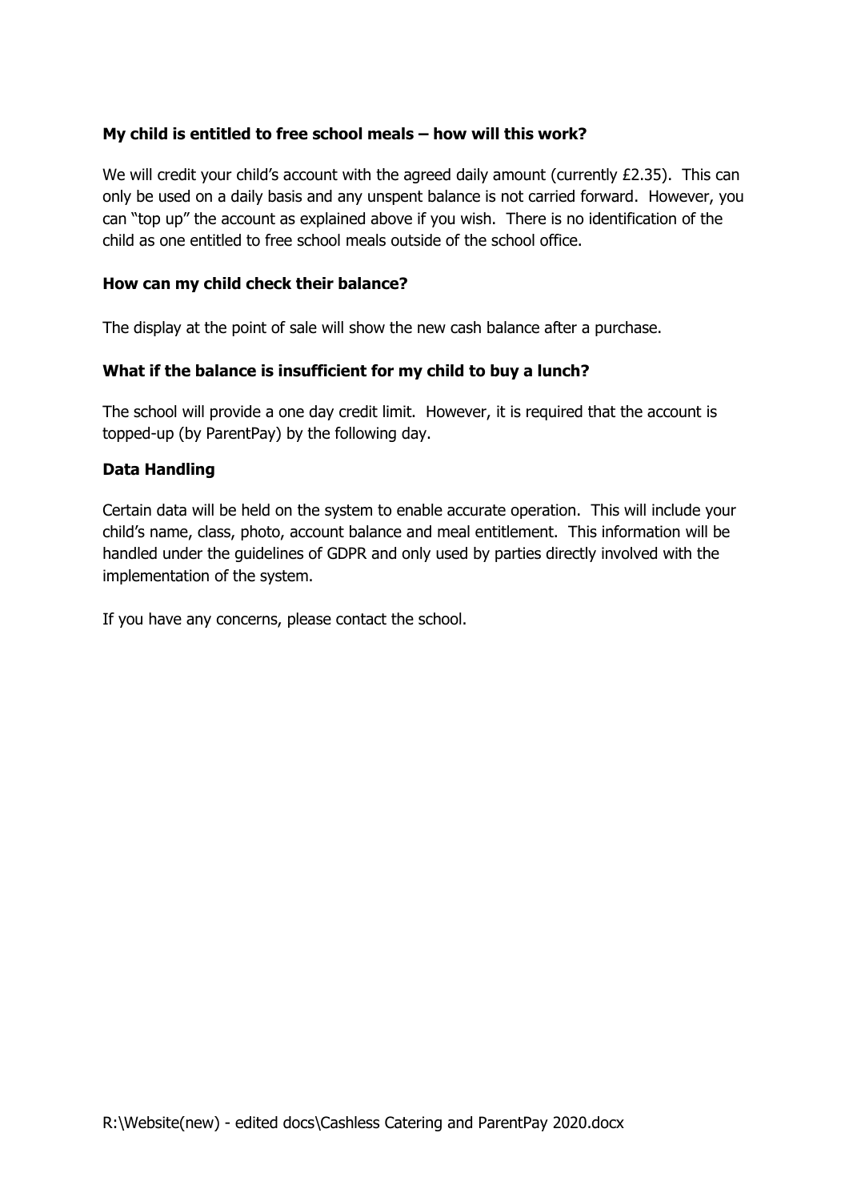**My child is entitled to free school meals – how will this work?**

We will credit your child's account with the agreed daily amount (currently £2.35). This can only be used on a daily basis and any unspent balance is not carried forward. However, you can "top up" the account as explained above if you wish. There is no identification of the child as one entitled to free school meals outside of the school office.

**How can my child check their balance?**

The display at the point of sale will show the new cash balance after a purchase.

**What if the balance is insufficient for my child to buy a lunch?**

The school will provide a one day credit limit. However, it is required that the account is topped-up (by ParentPay) by the following day.

**Data Handling**

Certain data will be held on the system to enable accurate operation. This will include your child's name, class, photo, account balance and meal entitlement. This information will be handled under the guidelines of GDPR and only used by parties directly involved with the implementation of the system.

If you have any concerns, please contact the school.